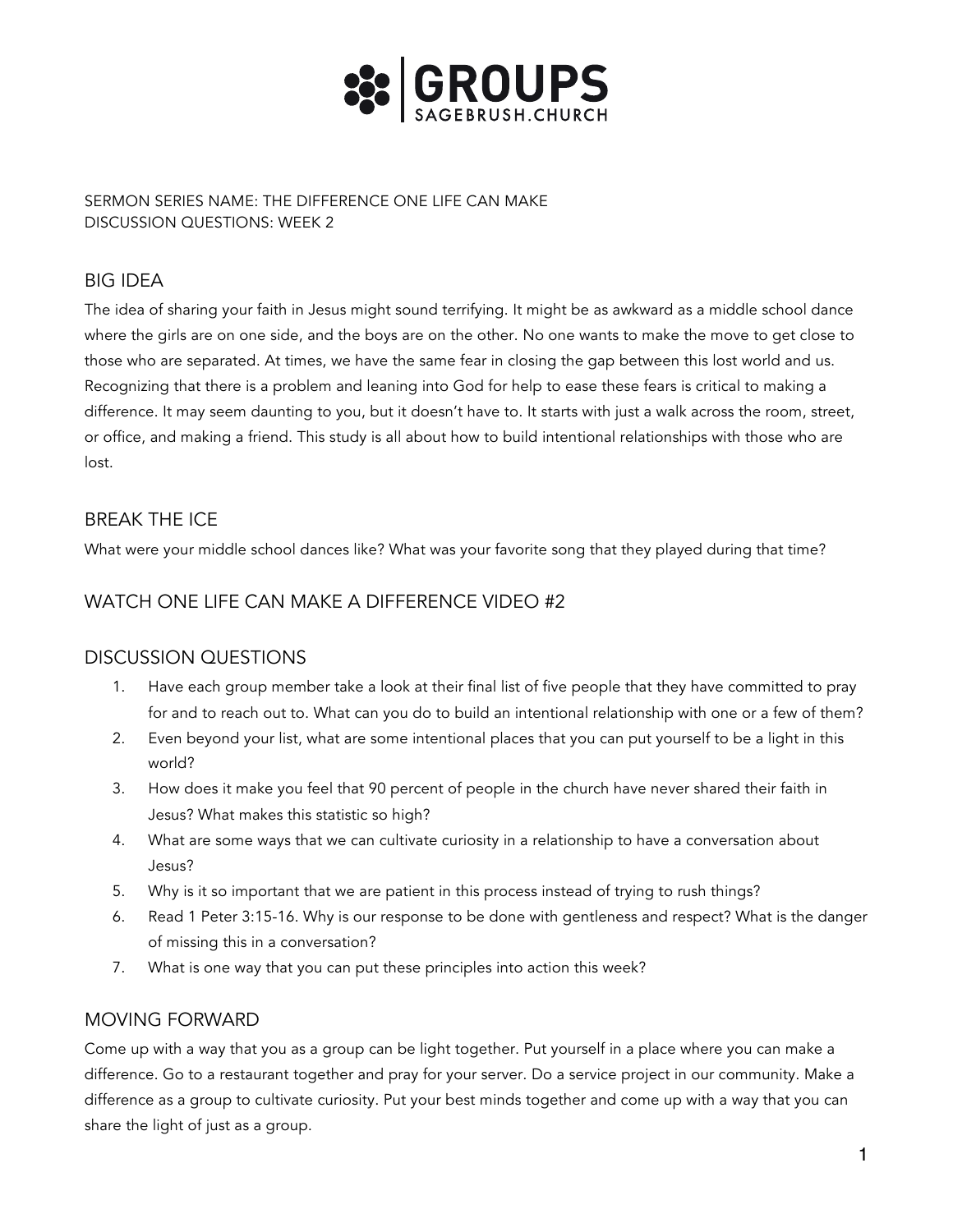# GROUPS
SAGEBRUSH.CHURCH

SERMON SERIES NAME: THE DIFFERENCE ONE LIFE CAN MAKE
DISCUSSION QUESTIONS: WEEK 2

## BIG IDEA

The idea of sharing your faith in Jesus might sound terrifying. It might be as awkward as a middle school dance where the girls are on one side, and the boys are on the other. No one wants to make the move to get close to those who are separated. At times, we have the same fear in closing the gap between this lost world and us. Recognizing that there is a problem and leaning into God for help to ease these fears is critical to making a difference. It may seem daunting to you, but it doesn't have to. It starts with just a walk across the room, street, or office, and making a friend. This study is all about how to build intentional relationships with those who are lost.

## BREAK THE ICE

What were your middle school dances like? What was your favorite song that they played during that time?

## WATCH ONE LIFE CAN MAKE A DIFFERENCE VIDEO #2

## DISCUSSION QUESTIONS

1. Have each group member take a look at their final list of five people that they have committed to pray for and to reach out to. What can you do to build an intentional relationship with one or a few of them?
2. Even beyond your list, what are some intentional places that you can put yourself to be a light in this world?
3. How does it make you feel that 90 percent of people in the church have never shared their faith in Jesus? What makes this statistic so high?
4. What are some ways that we can cultivate curiosity in a relationship to have a conversation about Jesus?
5. Why is it so important that we are patient in this process instead of trying to rush things?
6. Read 1 Peter 3:15-16. Why is our response to be done with gentleness and respect? What is the danger of missing this in a conversation?
7. What is one way that you can put these principles into action this week?

## MOVING FORWARD

Come up with a way that you as a group can be light together. Put yourself in a place where you can make a difference. Go to a restaurant together and pray for your server. Do a service project in our community. Make a difference as a group to cultivate curiosity. Put your best minds together and come up with a way that you can share the light of just as a group.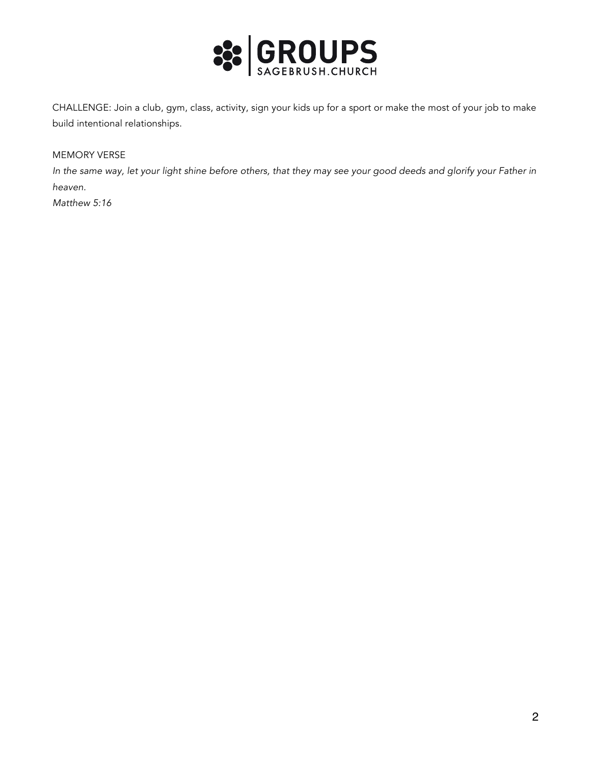CHALLENGE: Join a club, gym, class, activity, sign your kids up for a sport or make the most of your job to make build intentional relationships.

MEMORY VERSE

*In the same way, let your light shine before others, that they may see your good deeds and glorify your Father in heaven.*

*Matthew 5:16*